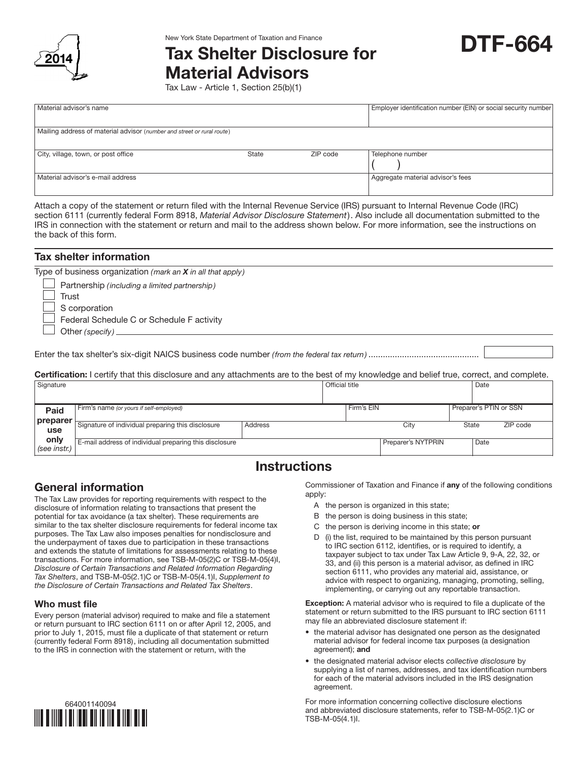New York State Department of Taxation and Finance

# Tax Shelter Disclosure for Material Advisors

**DTF-664**

2014

Tax Law - Article 1, Section 25(b)(1)

| Material advisor's name | | | Employer identification number (EIN) or social security number |
|---|---|---|---|
| Mailing address of material advisor (*number and street or rural route*) | | | |
| City, village, town, or post office | State | ZIP code | Telephone number ( ) |
| Material advisor's e-mail address | | | Aggregate material advisor's fees |

Attach a copy of the statement or return filed with the Internal Revenue Service (IRS) pursuant to Internal Revenue Code (IRC) section 6111 (currently federal Form 8918, *Material Advisor Disclosure Statement*). Also include all documentation submitted to the IRS in connection with the statement or return and mail to the address shown below. For more information, see the instructions on the back of this form.

## Tax shelter information

Type of business organization *(mark an **X** in all that apply)*

- ☐ Partnership *(including a limited partnership)*
- ☐ Trust
- ☐ S corporation
- ☐ Federal Schedule C or Schedule F activity
- ☐ Other *(specify)* ______

Enter the tax shelter's six-digit NAICS business code number *(from the federal tax return)* ............................................

**Certification:** I certify that this disclosure and any attachments are to the best of my knowledge and belief true, correct, and complete.

| Signature | | Official title | | Date |
|---|---|---|---|---|

| **Paid preparer use only** *(see instr.)* | | | | |
|---|---|---|---|---|
| Firm's name *(or yours if self-employed)* | | Firm's EIN | | Preparer's PTIN or SSN |
| Signature of individual preparing this disclosure | Address | City | State | ZIP code |
| E-mail address of individual preparing this disclosure | | Preparer's NYTPRIN | | Date |

# Instructions

## General information

The Tax Law provides for reporting requirements with respect to the disclosure of information relating to transactions that present the potential for tax avoidance (a tax shelter). These requirements are similar to the tax shelter disclosure requirements for federal income tax purposes. The Tax Law also imposes penalties for nondisclosure and the underpayment of taxes due to participation in these transactions and extends the statute of limitations for assessments relating to these transactions. For more information, see TSB-M-05(2)C or TSB-M-05(4)I, *Disclosure of Certain Transactions and Related Information Regarding Tax Shelters*, and TSB-M-05(2.1)C or TSB-M-05(4.1)I, *Supplement to the Disclosure of Certain Transactions and Related Tax Shelters*.

### Who must file

Every person (material advisor) required to make and file a statement or return pursuant to IRC section 6111 on or after April 12, 2005, and prior to July 1, 2015, must file a duplicate of that statement or return (currently federal Form 8918), including all documentation submitted to the IRS in connection with the statement or return, with the Commissioner of Taxation and Finance if **any** of the following conditions apply:

- A the person is organized in this state;
- B the person is doing business in this state;
- C the person is deriving income in this state; **or**
- D (i) the list, required to be maintained by this person pursuant to IRC section 6112, identifies, or is required to identify, a taxpayer subject to tax under Tax Law Article 9, 9-A, 22, 32, or 33, and (ii) this person is a material advisor, as defined in IRC section 6111, who provides any material aid, assistance, or advice with respect to organizing, managing, promoting, selling, implementing, or carrying out any reportable transaction.

**Exception:** A material advisor who is required to file a duplicate of the statement or return submitted to the IRS pursuant to IRC section 6111 may file an abbreviated disclosure statement if:

- the material advisor has designated one person as the designated material advisor for federal income tax purposes (a designation agreement); **and**
- the designated material advisor elects *collective disclosure* by supplying a list of names, addresses, and tax identification numbers for each of the material advisors included in the IRS designation agreement.

For more information concerning collective disclosure elections and abbreviated disclosure statements, refer to TSB-M-05(2.1)C or TSB-M-05(4.1)I.

664001140094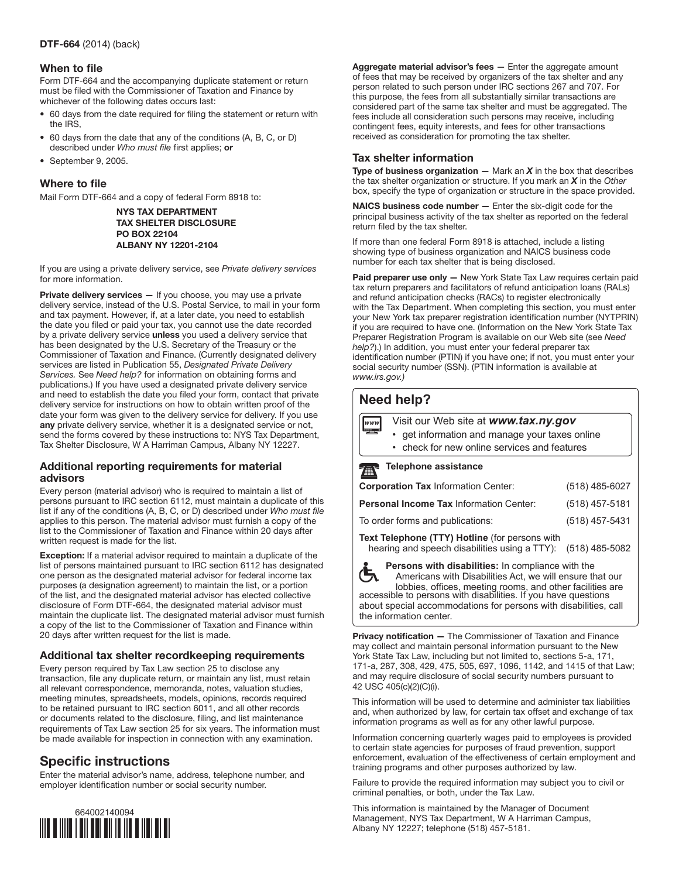## When to file

Form DTF-664 and the accompanying duplicate statement or return must be filed with the Commissioner of Taxation and Finance by whichever of the following dates occurs last:

- 60 days from the date required for filing the statement or return with the IRS,
- 60 days from the date that any of the conditions (A, B, C, or D) described under *Who must file* first applies; **or**
- September 9, 2005.

## Where to file

Mail Form DTF-664 and a copy of federal Form 8918 to:

**NYS TAX DEPARTMENT**
**TAX SHELTER DISCLOSURE**
**PO BOX 22104**
**ALBANY NY 12201-2104**

If you are using a private delivery service, see *Private delivery services* for more information.

**Private delivery services —** If you choose, you may use a private delivery service, instead of the U.S. Postal Service, to mail in your form and tax payment. However, if, at a later date, you need to establish the date you filed or paid your tax, you cannot use the date recorded by a private delivery service **unless** you used a delivery service that has been designated by the U.S. Secretary of the Treasury or the Commissioner of Taxation and Finance. (Currently designated delivery services are listed in Publication 55, *Designated Private Delivery Services.* See *Need help?* for information on obtaining forms and publications.) If you have used a designated private delivery service and need to establish the date you filed your form, contact that private delivery service for instructions on how to obtain written proof of the date your form was given to the delivery service for delivery. If you use **any** private delivery service, whether it is a designated service or not, send the forms covered by these instructions to: NYS Tax Department, Tax Shelter Disclosure, W A Harriman Campus, Albany NY 12227.

## Additional reporting requirements for material advisors

Every person (material advisor) who is required to maintain a list of persons pursuant to IRC section 6112, must maintain a duplicate of this list if any of the conditions (A, B, C, or D) described under *Who must file* applies to this person. The material advisor must furnish a copy of the list to the Commissioner of Taxation and Finance within 20 days after written request is made for the list.

**Exception:** If a material advisor required to maintain a duplicate of the list of persons maintained pursuant to IRC section 6112 has designated one person as the designated material advisor for federal income tax purposes (a designation agreement) to maintain the list, or a portion of the list, and the designated material advisor has elected collective disclosure of Form DTF-664, the designated material advisor must maintain the duplicate list. The designated material advisor must furnish a copy of the list to the Commissioner of Taxation and Finance within 20 days after written request for the list is made.

## Additional tax shelter recordkeeping requirements

Every person required by Tax Law section 25 to disclose any transaction, file any duplicate return, or maintain any list, must retain all relevant correspondence, memoranda, notes, valuation studies, meeting minutes, spreadsheets, models, opinions, records required to be retained pursuant to IRC section 6011, and all other records or documents related to the disclosure, filing, and list maintenance requirements of Tax Law section 25 for six years. The information must be made available for inspection in connection with any examination.

# Specific instructions

Enter the material advisor's name, address, telephone number, and employer identification number or social security number.

**Aggregate material advisor's fees —** Enter the aggregate amount of fees that may be received by organizers of the tax shelter and any person related to such person under IRC sections 267 and 707. For this purpose, the fees from all substantially similar transactions are considered part of the same tax shelter and must be aggregated. The fees include all consideration such persons may receive, including contingent fees, equity interests, and fees for other transactions received as consideration for promoting the tax shelter.

## Tax shelter information

**Type of business organization —** Mark an ***X*** in the box that describes the tax shelter organization or structure. If you mark an ***X*** in the *Other* box, specify the type of organization or structure in the space provided.

**NAICS business code number —** Enter the six-digit code for the principal business activity of the tax shelter as reported on the federal return filed by the tax shelter.

If more than one federal Form 8918 is attached, include a listing showing type of business organization and NAICS business code number for each tax shelter that is being disclosed.

**Paid preparer use only —** New York State Tax Law requires certain paid tax return preparers and facilitators of refund anticipation loans (RALs) and refund anticipation checks (RACs) to register electronically with the Tax Department. When completing this section, you must enter your New York tax preparer registration identification number (NYTPRIN) if you are required to have one. (Information on the New York State Tax Preparer Registration Program is available on our Web site (see *Need help?*).) In addition, you must enter your federal preparer tax identification number (PTIN) if you have one; if not, you must enter your social security number (SSN). (PTIN information is available at *www.irs.gov.)*

## Need help?

Visit our Web site at ***www.tax.ny.gov***

- get information and manage your taxes online
- check for new online services and features

**Telephone assistance**

| | |
|---|---|
| **Corporation Tax** Information Center: | (518) 485-6027 |
| **Personal Income Tax** Information Center: | (518) 457-5181 |
| To order forms and publications: | (518) 457-5431 |
| **Text Telephone (TTY) Hotline** (for persons with hearing and speech disabilities using a TTY): | (518) 485-5082 |

**Persons with disabilities:** In compliance with the Americans with Disabilities Act, we will ensure that our lobbies, offices, meeting rooms, and other facilities are accessible to persons with disabilities. If you have questions about special accommodations for persons with disabilities, call the information center.

**Privacy notification —** The Commissioner of Taxation and Finance may collect and maintain personal information pursuant to the New York State Tax Law, including but not limited to, sections 5-a, 171, 171-a, 287, 308, 429, 475, 505, 697, 1096, 1142, and 1415 of that Law; and may require disclosure of social security numbers pursuant to 42 USC 405(c)(2)(C)(i).

This information will be used to determine and administer tax liabilities and, when authorized by law, for certain tax offset and exchange of tax information programs as well as for any other lawful purpose.

Information concerning quarterly wages paid to employees is provided to certain state agencies for purposes of fraud prevention, support enforcement, evaluation of the effectiveness of certain employment and training programs and other purposes authorized by law.

Failure to provide the required information may subject you to civil or criminal penalties, or both, under the Tax Law.

This information is maintained by the Manager of Document Management, NYS Tax Department, W A Harriman Campus, Albany NY 12227; telephone (518) 457-5181.

664002140094